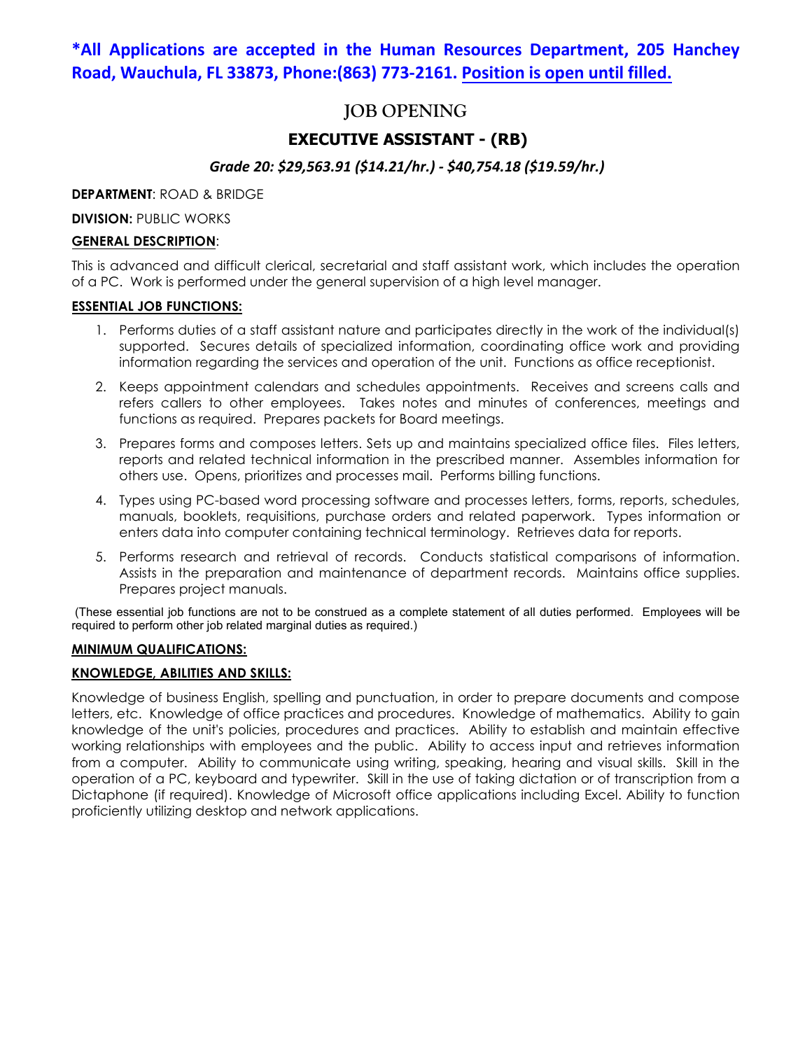**\*All Applications are accepted in the Human Resources Department, 205 Hanchey Road, Wauchula, FL 33873, Phone:(863) 773-2161. Position is open until filled.**

# JOB OPENING

## EXECUTIVE ASSISTANT - (RB)

***Grade 20: $29,563.91 ($14.21/hr.) - $40,754.18 ($19.59/hr.)***

**DEPARTMENT**: ROAD & BRIDGE

**DIVISION:** PUBLIC WORKS

**GENERAL DESCRIPTION**:

This is advanced and difficult clerical, secretarial and staff assistant work, which includes the operation of a PC. Work is performed under the general supervision of a high level manager.

**ESSENTIAL JOB FUNCTIONS:**

1. Performs duties of a staff assistant nature and participates directly in the work of the individual(s) supported. Secures details of specialized information, coordinating office work and providing information regarding the services and operation of the unit. Functions as office receptionist.
2. Keeps appointment calendars and schedules appointments. Receives and screens calls and refers callers to other employees. Takes notes and minutes of conferences, meetings and functions as required. Prepares packets for Board meetings.
3. Prepares forms and composes letters. Sets up and maintains specialized office files. Files letters, reports and related technical information in the prescribed manner. Assembles information for others use. Opens, prioritizes and processes mail. Performs billing functions.
4. Types using PC-based word processing software and processes letters, forms, reports, schedules, manuals, booklets, requisitions, purchase orders and related paperwork. Types information or enters data into computer containing technical terminology. Retrieves data for reports.
5. Performs research and retrieval of records. Conducts statistical comparisons of information. Assists in the preparation and maintenance of department records. Maintains office supplies. Prepares project manuals.

(These essential job functions are not to be construed as a complete statement of all duties performed. Employees will be required to perform other job related marginal duties as required.)

**MINIMUM QUALIFICATIONS:**

**KNOWLEDGE, ABILITIES AND SKILLS:**

Knowledge of business English, spelling and punctuation, in order to prepare documents and compose letters, etc. Knowledge of office practices and procedures. Knowledge of mathematics. Ability to gain knowledge of the unit's policies, procedures and practices. Ability to establish and maintain effective working relationships with employees and the public. Ability to access input and retrieves information from a computer. Ability to communicate using writing, speaking, hearing and visual skills. Skill in the operation of a PC, keyboard and typewriter. Skill in the use of taking dictation or of transcription from a Dictaphone (if required). Knowledge of Microsoft office applications including Excel. Ability to function proficiently utilizing desktop and network applications.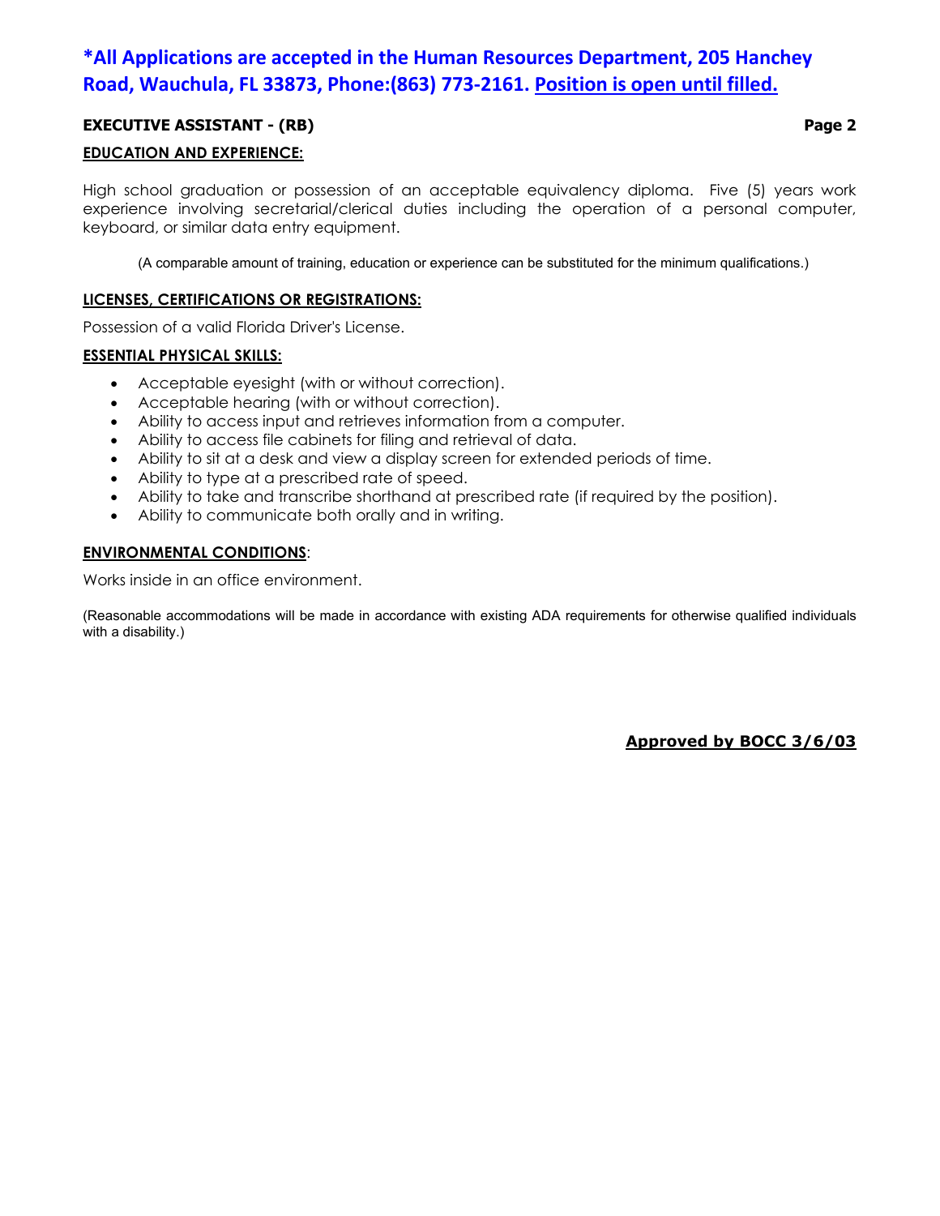**\*All Applications are accepted in the Human Resources Department, 205 Hanchey Road, Wauchula, FL 33873, Phone:(863) 773-2161. Position is open until filled.**

**EXECUTIVE ASSISTANT - (RB)**

## EDUCATION AND EXPERIENCE:

High school graduation or possession of an acceptable equivalency diploma. Five (5) years work experience involving secretarial/clerical duties including the operation of a personal computer, keyboard, or similar data entry equipment.

(A comparable amount of training, education or experience can be substituted for the minimum qualifications.)

## LICENSES, CERTIFICATIONS OR REGISTRATIONS:

Possession of a valid Florida Driver's License.

## ESSENTIAL PHYSICAL SKILLS:

- Acceptable eyesight (with or without correction).
- Acceptable hearing (with or without correction).
- Ability to access input and retrieves information from a computer.
- Ability to access file cabinets for filing and retrieval of data.
- Ability to sit at a desk and view a display screen for extended periods of time.
- Ability to type at a prescribed rate of speed.
- Ability to take and transcribe shorthand at prescribed rate (if required by the position).
- Ability to communicate both orally and in writing.

## ENVIRONMENTAL CONDITIONS:

Works inside in an office environment.

(Reasonable accommodations will be made in accordance with existing ADA requirements for otherwise qualified individuals with a disability.)

**Approved by BOCC 3/6/03**